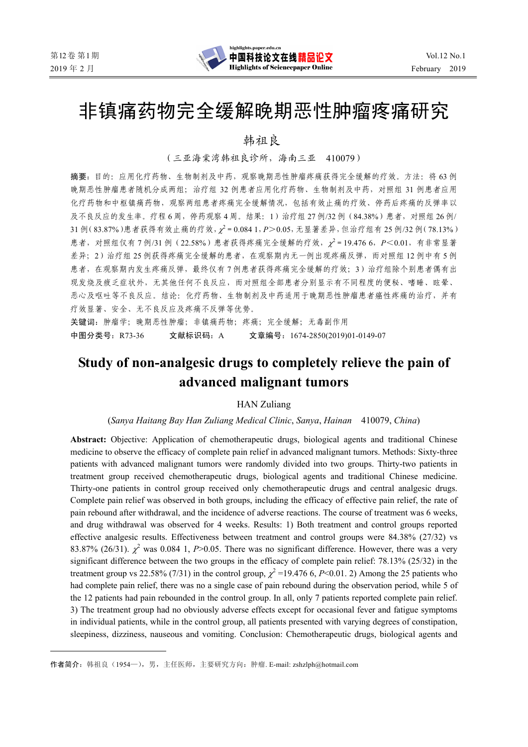# 非镇痛药物完全缓解晚期恶性肿瘤疼痛研究

韩祖良

（三亚海棠湾韩祖良诊所，海南三亚　410079）

**摘要**：目的：应用化疗药物、生物制剂及中药，观察晚期恶性肿瘤疼痛获得完全缓解的疗效。方法：将 63 例晚期恶性肿瘤患者随机分成两组；治疗组 32 例患者应用化疗药物、生物制剂及中药，对照组 31 例患者应用化疗药物和中枢镇痛药物，观察两组患者疼痛完全缓解情况，包括有效止痛的疗效、停药后疼痛的反弹率以及不良反应的发生率。疗程 6 周，停药观察 4 周。结果：1）治疗组 27 例/32 例（84.38%）患者，对照组 26 例/31 例（83.87%）患者获得有效止痛的疗效，$\chi^2$ = 0.084 1，$P$＞0.05，无显著差异，但治疗组有 25 例/32 例（78.13%）患者，对照组仅有 7 例/31 例（22.58%）患者获得疼痛完全缓解的疗效，$\chi^2$ = 19.476 6，$P$＜0.01，有非常显著差异；2）治疗组 25 例获得疼痛完全缓解的患者，在观察期内无一例出现疼痛反弹，而对照组 12 例中有 5 例患者，在观察期内发生疼痛反弹，最终仅有 7 例患者获得疼痛完全缓解的疗效；3）治疗组除个别患者偶有出现发烧及疲乏症状外，无其他任何不良反应，而对照组全部患者分别显示有不同程度的便秘、嗜睡、眩晕、恶心及呕吐等不良反应。结论：化疗药物、生物制剂及中药适用于晚期恶性肿瘤患者癌性疼痛的治疗，并有疗效显著、安全、无不良反应及疼痛不反弹等优势。

**关键词**：肿瘤学；晚期恶性肿瘤；非镇痛药物；疼痛；完全缓解；无毒副作用

**中图分类号**：R73-36　　**文献标识码**：A　　**文章编号**：1674-2850(2019)01-0149-07

# Study of non-analgesic drugs to completely relieve the pain of advanced malignant tumors

HAN Zuliang

(*Sanya Haitang Bay Han Zuliang Medical Clinic*, *Sanya*, *Hainan*　410079, *China*)

**Abstract:** Objective: Application of chemotherapeutic drugs, biological agents and traditional Chinese medicine to observe the efficacy of complete pain relief in advanced malignant tumors. Methods: Sixty-three patients with advanced malignant tumors were randomly divided into two groups. Thirty-two patients in treatment group received chemotherapeutic drugs, biological agents and traditional Chinese medicine. Thirty-one patients in control group received only chemotherapeutic drugs and central analgesic drugs. Complete pain relief was observed in both groups, including the efficacy of effective pain relief, the rate of pain rebound after withdrawal, and the incidence of adverse reactions. The course of treatment was 6 weeks, and drug withdrawal was observed for 4 weeks. Results: 1) Both treatment and control groups reported effective analgesic results. Effectiveness between treatment and control groups were 84.38% (27/32) vs 83.87% (26/31). $\chi^2$ was 0.084 1, $P$>0.05. There was no significant difference. However, there was a very significant difference between the two groups in the efficacy of complete pain relief: 78.13% (25/32) in the treatment group vs 22.58% (7/31) in the control group, $\chi^2$ =19.476 6, $P$<0.01. 2) Among the 25 patients who had complete pain relief, there was no a single case of pain rebound during the observation period, while 5 of the 12 patients had pain rebounded in the control group. In all, only 7 patients reported complete pain relief. 3) The treatment group had no obviously adverse effects except for occasional fever and fatigue symptoms in individual patients, while in the control group, all patients presented with varying degrees of constipation, sleepiness, dizziness, nauseous and vomiting. Conclusion: Chemotherapeutic drugs, biological agents and

---

**作者简介**：韩祖良（1954—），男，主任医师，主要研究方向：肿瘤. E-mail: zshzlph@hotmail.com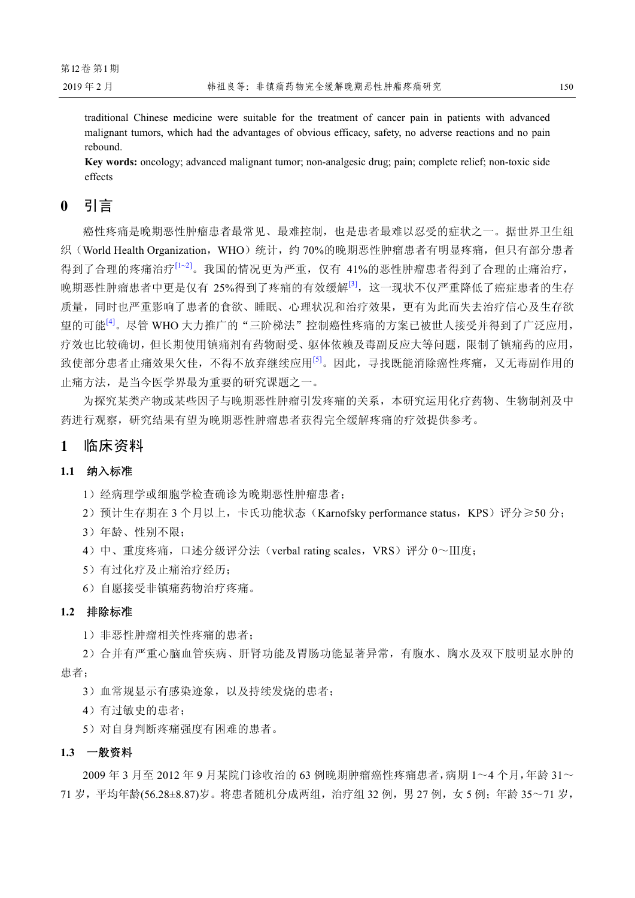traditional Chinese medicine were suitable for the treatment of cancer pain in patients with advanced malignant tumors, which had the advantages of obvious efficacy, safety, no adverse reactions and no pain rebound.

**Key words:** oncology; advanced malignant tumor; non-analgesic drug; pain; complete relief; non-toxic side effects

## 0 引言

癌性疼痛是晚期恶性肿瘤患者最常见、最难控制，也是患者最难以忍受的症状之一。据世界卫生组织（World Health Organization，WHO）统计，约 70%的晚期恶性肿瘤患者有明显疼痛，但只有部分患者得到了合理的疼痛治疗[1~2]。我国的情况更为严重，仅有 41%的恶性肿瘤患者得到了合理的止痛治疗，晚期恶性肿瘤患者中更是仅有 25%得到了疼痛的有效缓解[3]，这一现状不仅严重降低了癌症患者的生存质量，同时也严重影响了患者的食欲、睡眠、心理状况和治疗效果，更有为此而失去治疗信心及生存欲望的可能[4]。尽管 WHO 大力推广的“三阶梯法”控制癌性疼痛的方案已被世人接受并得到了广泛应用，疗效也比较确切，但长期使用镇痛剂有药物耐受、躯体依赖及毒副反应大等问题，限制了镇痛药的应用，致使部分患者止痛效果欠佳，不得不放弃继续应用[5]。因此，寻找既能消除癌性疼痛，又无毒副作用的止痛方法，是当今医学界最为重要的研究课题之一。

为探究某类产物或某些因子与晚期恶性肿瘤引发疼痛的关系，本研究运用化疗药物、生物制剂及中药进行观察，研究结果有望为晚期恶性肿瘤患者获得完全缓解疼痛的疗效提供参考。

## 1 临床资料

### 1.1 纳入标准

1）经病理学或细胞学检查确诊为晚期恶性肿瘤患者；

2）预计生存期在 3 个月以上，卡氏功能状态（Karnofsky performance status，KPS）评分≥50 分；

3）年龄、性别不限；

4）中、重度疼痛，口述分级评分法（verbal rating scales，VRS）评分 0～Ⅲ度；

5）有过化疗及止痛治疗经历；

6）自愿接受非镇痛药物治疗疼痛。

### 1.2 排除标准

1）非恶性肿瘤相关性疼痛的患者；

2）合并有严重心脑血管疾病、肝肾功能及胃肠功能显著异常，有腹水、胸水及双下肢明显水肿的患者；

3）血常规显示有感染迹象，以及持续发烧的患者；

4）有过敏史的患者；

5）对自身判断疼痛强度有困难的患者。

### 1.3 一般资料

2009 年 3 月至 2012 年 9 月某院门诊收治的 63 例晚期肿瘤癌性疼痛患者，病期 1～4 个月，年龄 31～71 岁，平均年龄(56.28±8.87)岁。将患者随机分成两组，治疗组 32 例，男 27 例，女 5 例；年龄 35～71 岁，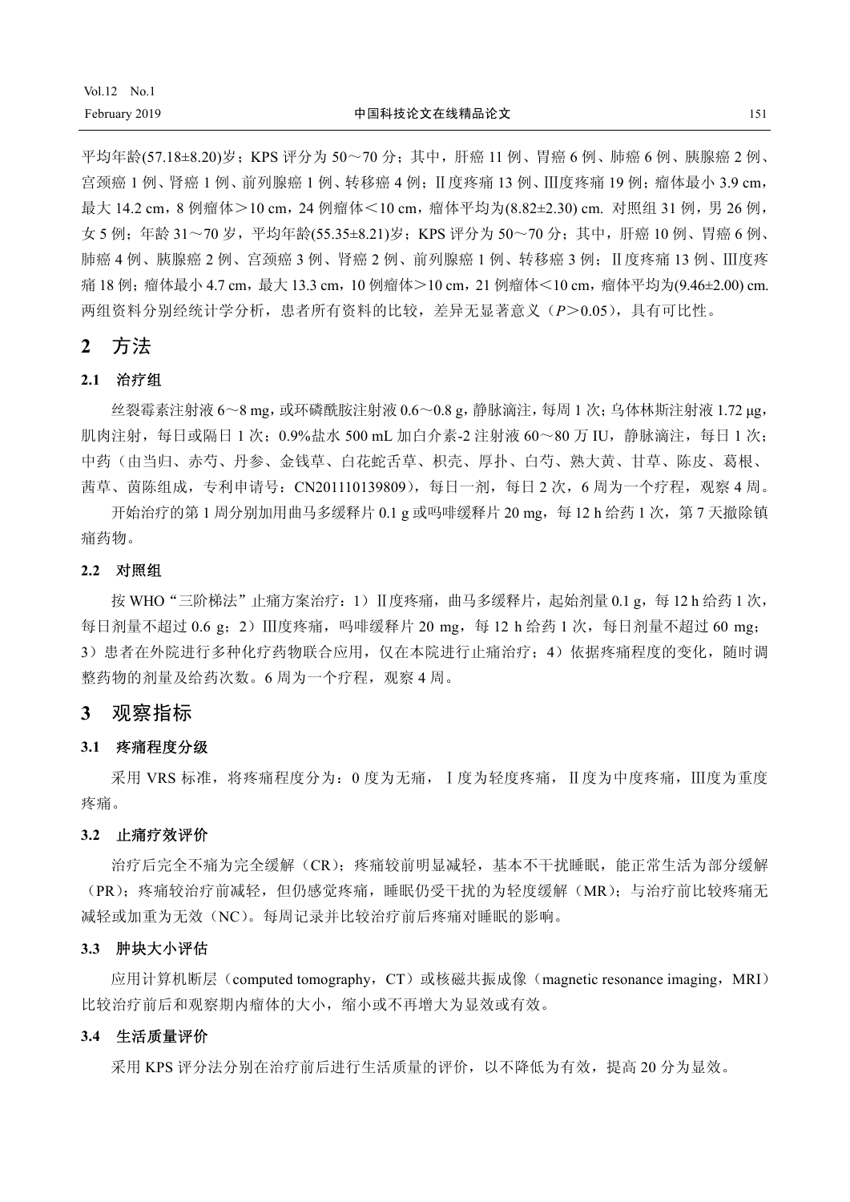平均年龄(57.18±8.20)岁；KPS 评分为 50～70 分；其中，肝癌 11 例、胃癌 6 例、肺癌 6 例、胰腺癌 2 例、宫颈癌 1 例、肾癌 1 例、前列腺癌 1 例、转移癌 4 例；Ⅱ度疼痛 13 例、Ⅲ度疼痛 19 例；瘤体最小 3.9 cm，最大 14.2 cm，8 例瘤体＞10 cm，24 例瘤体＜10 cm，瘤体平均为(8.82±2.30) cm. 对照组 31 例，男 26 例，女 5 例；年龄 31～70 岁，平均年龄(55.35±8.21)岁；KPS 评分为 50～70 分；其中，肝癌 10 例、胃癌 6 例、肺癌 4 例、胰腺癌 2 例、宫颈癌 3 例、肾癌 2 例、前列腺癌 1 例、转移癌 3 例；Ⅱ度疼痛 13 例、Ⅲ度疼痛 18 例；瘤体最小 4.7 cm，最大 13.3 cm，10 例瘤体＞10 cm，21 例瘤体＜10 cm，瘤体平均为(9.46±2.00) cm. 两组资料分别经统计学分析，患者所有资料的比较，差异无显著意义（$P$＞0.05），具有可比性。

## 2 方法

### 2.1 治疗组

丝裂霉素注射液 6～8 mg，或环磷酰胺注射液 0.6～0.8 g，静脉滴注，每周 1 次；乌体林斯注射液 1.72 μg，肌肉注射，每日或隔日 1 次；0.9%盐水 500 mL 加白介素-2 注射液 60～80 万 IU，静脉滴注，每日 1 次；中药（由当归、赤芍、丹参、金钱草、白花蛇舌草、枳壳、厚扑、白芍、熟大黄、甘草、陈皮、葛根、茜草、茵陈组成，专利申请号：CN201110139809），每日一剂，每日 2 次，6 周为一个疗程，观察 4 周。

开始治疗的第 1 周分别加用曲马多缓释片 0.1 g 或吗啡缓释片 20 mg，每 12 h 给药 1 次，第 7 天撤除镇痛药物。

### 2.2 对照组

按 WHO“三阶梯法”止痛方案治疗：1）Ⅱ度疼痛，曲马多缓释片，起始剂量 0.1 g，每 12 h 给药 1 次，每日剂量不超过 0.6 g；2）Ⅲ度疼痛，吗啡缓释片 20 mg，每 12 h 给药 1 次，每日剂量不超过 60 mg；3）患者在外院进行多种化疗药物联合应用，仅在本院进行止痛治疗；4）依据疼痛程度的变化，随时调整药物的剂量及给药次数。6 周为一个疗程，观察 4 周。

## 3 观察指标

### 3.1 疼痛程度分级

采用 VRS 标准，将疼痛程度分为：0 度为无痛，Ⅰ度为轻度疼痛，Ⅱ度为中度疼痛，Ⅲ度为重度疼痛。

### 3.2 止痛疗效评价

治疗后完全不痛为完全缓解（CR）；疼痛较前明显减轻，基本不干扰睡眠，能正常生活为部分缓解（PR）；疼痛较治疗前减轻，但仍感觉疼痛，睡眠仍受干扰的为轻度缓解（MR）；与治疗前比较疼痛无减轻或加重为无效（NC）。每周记录并比较治疗前后疼痛对睡眠的影响。

### 3.3 肿块大小评估

应用计算机断层（computed tomography，CT）或核磁共振成像（magnetic resonance imaging，MRI）比较治疗前后和观察期内瘤体的大小，缩小或不再增大为显效或有效。

### 3.4 生活质量评价

采用 KPS 评分法分别在治疗前后进行生活质量的评价，以不降低为有效，提高 20 分为显效。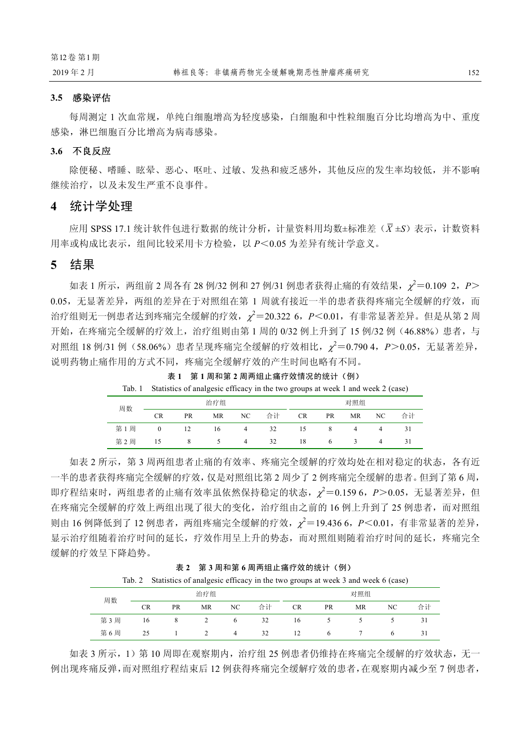### 3.5 感染评估

每周测定 1 次血常规，单纯白细胞增高为轻度感染，白细胞和中性粒细胞百分比均增高为中、重度感染，淋巴细胞百分比增高为病毒感染。

### 3.6 不良反应

除便秘、嗜睡、眩晕、恶心、呕吐、过敏、发热和疲乏感外，其他反应的发生率均较低，并不影响继续治疗，以及未发生严重不良事件。

## 4 统计学处理

应用 SPSS 17.1 统计软件包进行数据的统计分析，计量资料用均数±标准差（$\bar{X} \pm S$）表示，计数资料用率或构成比表示，组间比较采用卡方检验，以 $P<0.05$ 为差异有统计学意义。

## 5 结果

如表 1 所示，两组前 2 周各有 28 例/32 例和 27 例/31 例患者获得止痛的有效结果，$\chi^2=0.1092$，$P>0.05$，无显著差异，两组的差异在于对照组在第 1 周就有接近一半的患者获得疼痛完全缓解的疗效，而治疗组则无一例患者达到疼痛完全缓解的疗效，$\chi^2=20.3226$，$P<0.01$，有非常显著差异。但是从第 2 周开始，在疼痛完全缓解的疗效上，治疗组则由第 1 周的 0/32 例上升到了 15 例/32 例（46.88%）患者，与对照组 18 例/31 例（58.06%）患者呈现疼痛完全缓解的疗效相比，$\chi^2=0.7904$，$P>0.05$，无显著差异，说明药物止痛作用的方式不同，疼痛完全缓解疗效的产生时间也略有不同。

**表 1 第 1 周和第 2 周两组止痛疗效情况的统计（例）**

Tab. 1 Statistics of analgesic efficacy in the two groups at week 1 and week 2 (case)

| 周数 | 治疗组 | | | | | 对照组 | | | | |
|---|---|---|---|---|---|---|---|---|---|---|
| | CR | PR | MR | NC | 合计 | CR | PR | MR | NC | 合计 |
| 第 1 周 | 0 | 12 | 16 | 4 | 32 | 15 | 8 | 4 | 4 | 31 |
| 第 2 周 | 15 | 8 | 5 | 4 | 32 | 18 | 6 | 3 | 4 | 31 |

如表 2 所示，第 3 周两组患者止痛的有效率、疼痛完全缓解的疗效均处在相对稳定的状态，各有近一半的患者获得疼痛完全缓解的疗效，仅是对照组比第 2 周少了 2 例疼痛完全缓解的患者。但到了第 6 周，即疗程结束时，两组患者的止痛有效率虽依然保持稳定的状态，$\chi^2=0.1596$，$P>0.05$，无显著差异，但在疼痛完全缓解的疗效上两组出现了很大的变化，治疗组由之前的 16 例上升到了 25 例患者，而对照组则由 16 例降低到了 12 例患者，两组疼痛完全缓解的疗效，$\chi^2=19.4366$，$P<0.01$，有非常显著的差异，显示治疗组随着治疗时间的延长，疗效作用呈上升的势态，而对照组则随着治疗时间的延长，疼痛完全缓解的疗效呈下降趋势。

**表 2 第 3 周和第 6 周两组止痛疗效的统计（例）**

Tab. 2 Statistics of analgesic efficacy in the two groups at week 3 and week 6 (case)

| 周数 | 治疗组 | | | | | 对照组 | | | | |
|---|---|---|---|---|---|---|---|---|---|---|
| | CR | PR | MR | NC | 合计 | CR | PR | MR | NC | 合计 |
| 第 3 周 | 16 | 8 | 2 | 6 | 32 | 16 | 5 | 5 | 5 | 31 |
| 第 6 周 | 25 | 1 | 2 | 4 | 32 | 12 | 6 | 7 | 6 | 31 |

如表 3 所示，1）第 10 周即在观察期内，治疗组 25 例患者仍维持在疼痛完全缓解的疗效状态，无一例出现疼痛反弹，而对照组疗程结束后 12 例获得疼痛完全缓解疗效的患者，在观察期内减少至 7 例患者，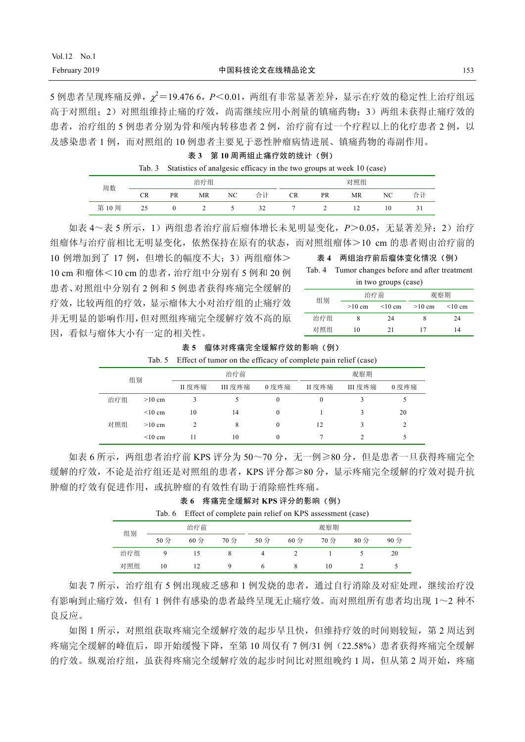5 例患者呈现疼痛反弹，$\chi^2$=19.476 6，$P$<0.01，两组有非常显著差异，显示在疗效的稳定性上治疗组远高于对照组；2）对照组维持止痛的疗效，尚需继续应用小剂量的镇痛药物；3）两组未获得止痛疗效的患者，治疗组的 5 例患者分别为骨和颅内转移患者 2 例，治疗前有过一个疗程以上的化疗患者 2 例，以及感染患者 1 例，而对照组的 10 例患者主要见于恶性肿瘤病情进展、镇痛药物的毒副作用。

**表 3　第 10 周两组止痛疗效的统计（例）**

Tab. 3　Statistics of analgesic efficacy in the two groups at week 10 (case)

| 周数 | 治疗组 | | | | | 对照组 | | | | |
|---|---|---|---|---|---|---|---|---|---|---|
| | CR | PR | MR | NC | 合计 | CR | PR | MR | NC | 合计 |
| 第 10 周 | 25 | 0 | 2 | 5 | 32 | 7 | 2 | 12 | 10 | 31 |

如表 4～表 5 所示，1）两组患者治疗前后瘤体增长未见明显变化，$P$>0.05，无显著差异；2）治疗组瘤体与治疗前相比无明显变化，依然保持在原有的状态，而对照组瘤体>10 cm 的患者则由治疗前的 10 例增加到了 17 例，但增长的幅度不大；3）两组瘤体>10 cm 和瘤体<10 cm 的患者，治疗组中分别有 5 例和 20 例患者、对照组中分别有 2 例和 5 例患者获得疼痛完全缓解的疗效，比较两组的疗效，显示瘤体大小对治疗组的止痛疗效并无明显的影响作用，但对照组疼痛完全缓解疗效不高的原因，看似与瘤体大小有一定的相关性。

**表 4　两组治疗前后瘤体变化情况（例）**

Tab. 4　Tumor changes before and after treatment in two groups (case)

| 组别 | 治疗前 | | 观察期 | |
|---|---|---|---|---|
| | >10 cm | <10 cm | >10 cm | <10 cm |
| 治疗组 | 8 | 24 | 8 | 24 |
| 对照组 | 10 | 21 | 17 | 14 |

**表 5　瘤体对疼痛完全缓解疗效的影响（例）**

Tab. 5　Effect of tumor on the efficacy of complete pain relief (case)

| 组别 | | 治疗前 | | | 观察期 | | |
|---|---|---|---|---|---|---|---|
| | | II 度疼痛 | III 度疼痛 | 0 度疼痛 | II 度疼痛 | III 度疼痛 | 0 度疼痛 |
| 治疗组 | >10 cm | 3 | 5 | 0 | 0 | 3 | 5 |
| | <10 cm | 10 | 14 | 0 | 1 | 3 | 20 |
| 对照组 | >10 cm | 2 | 8 | 0 | 12 | 3 | 2 |
| | <10 cm | 11 | 10 | 0 | 7 | 2 | 5 |

如表 6 所示，两组患者治疗前 KPS 评分为 50～70 分，无一例≥80 分，但是患者一旦获得疼痛完全缓解的疗效，不论是治疗组还是对照组的患者，KPS 评分都≥80 分，显示疼痛完全缓解的疗效对提升抗肿瘤的疗效有促进作用，或抗肿瘤的有效性有助于消除癌性疼痛。

**表 6　疼痛完全缓解对 KPS 评分的影响（例）**

Tab. 6　Effect of complete pain relief on KPS assessment (case)

| 组别 | 治疗前 | | | 观察期 | | | | |
|---|---|---|---|---|---|---|---|---|
| | 50 分 | 60 分 | 70 分 | 50 分 | 60 分 | 70 分 | 80 分 | 90 分 |
| 治疗组 | 9 | 15 | 8 | 4 | 2 | 1 | 5 | 20 |
| 对照组 | 10 | 12 | 9 | 6 | 8 | 10 | 2 | 5 |

如表 7 所示，治疗组有 5 例出现疲乏感和 1 例发烧的患者，通过自行消除及对症处理，继续治疗没有影响到止痛疗效，但有 1 例伴有感染的患者最终呈现无止痛疗效。而对照组所有患者均出现 1～2 种不良反应。

如图 1 所示，对照组获取疼痛完全缓解疗效的起步早且快，但维持疗效的时间则较短，第 2 周达到疼痛完全缓解的峰值后，即开始缓慢下降，至第 10 周仅有 7 例/31 例（22.58%）患者获得疼痛完全缓解的疗效。纵观治疗组，虽获得疼痛完全缓解疗效的起步时间比对照组晚约 1 周，但从第 2 周开始，疼痛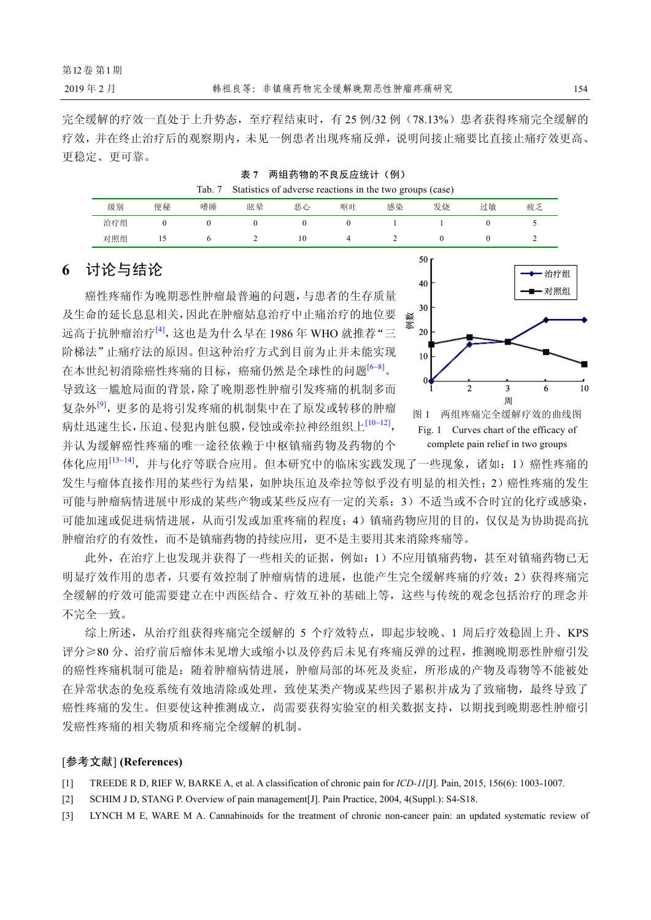完全缓解的疗效一直处于上升势态，至疗程结束时，有 25 例/32 例（78.13%）患者获得疼痛完全缓解的疗效，并在终止治疗后的观察期内，未见一例患者出现疼痛反弹，说明间接止痛要比直接止痛疗效更高、更稳定、更可靠。

表 7　两组药物的不良反应统计（例）

Tab. 7　Statistics of adverse reactions in the two groups (case)

| 级别 | 便秘 | 嗜睡 | 眩晕 | 恶心 | 呕吐 | 感染 | 发烧 | 过敏 | 疲乏 |
|---|---|---|---|---|---|---|---|---|---|
| 治疗组 | 0 | 0 | 0 | 0 | 0 | 1 | 1 | 0 | 5 |
| 对照组 | 15 | 6 | 2 | 10 | 4 | 2 | 0 | 0 | 2 |

## 6　讨论与结论

癌性疼痛作为晚期恶性肿瘤最普遍的问题，与患者的生存质量及生命的延长息息相关，因此在肿瘤姑息治疗中止痛治疗的地位要远高于抗肿瘤治疗[4]，这也是为什么早在 1986 年 WHO 就推荐"三阶梯法"止痛疗法的原因。但这种治疗方式到目前为止并未能实现在本世纪初消除癌性疼痛的目标，癌痛仍然是全球性的问题[6~8]。导致这一尴尬局面的背景，除了晚期恶性肿瘤引发疼痛的机制多而复杂外[9]，更多的是将引发疼痛的机制集中在了原发或转移的肿瘤病灶迅速生长，压迫、侵犯内脏包膜，侵蚀或牵拉神经组织上[10~12]，并认为缓解癌性疼痛的唯一途径依赖于中枢镇痛药物及药物的个体化应用[13~14]，并与化疗等联合应用。但本研究中的临床实践发现了一些现象，诸如：1）癌性疼痛的发生与瘤体直接作用的某些行为结果，如肿块压迫及牵拉等似乎没有明显的相关性；2）癌性疼痛的发生可能与肿瘤病情进展中形成的某些产物或某些反应有一定的关系；3）不适当或不合时宜的化疗或感染，可能加速或促进病情进展，从而引发或加重疼痛的程度；4）镇痛药物应用的目的，仅仅是为协助提高抗肿瘤治疗的有效性，而不是镇痛药物的持续应用，更不是主要用其来消除疼痛等。

图 1　两组疼痛完全缓解疗效的曲线图

Fig. 1　Curves chart of the efficacy of complete pain relief in two groups

此外，在治疗上也发现并获得了一些相关的证据，例如：1）不应用镇痛药物，甚至对镇痛药物已无明显疗效作用的患者，只要有效控制了肿瘤病情的进展，也能产生完全缓解疼痛的疗效；2）获得疼痛完全缓解的疗效可能需要建立在中西医结合、疗效互补的基础上等，这些与传统的观念包括治疗的理念并不完全一致。

综上所述，从治疗组获得疼痛完全缓解的 5 个疗效特点，即起步较晚、1 周后疗效稳固上升、KPS 评分≥80 分、治疗前后瘤体未见增大或缩小以及停药后未见有疼痛反弹的过程，推测晚期恶性肿瘤引发的癌性疼痛机制可能是：随着肿瘤病情进展，肿瘤局部的坏死及炎症，所形成的产物及毒物等不能被处在异常状态的免疫系统有效地清除或处理，致使某类产物或某些因子累积并成为了致痛物，最终导致了癌性疼痛的发生。但要使这种推测成立，尚需要获得实验室的相关数据支持，以期找到晚期恶性肿瘤引发癌性疼痛的相关物质和疼痛完全缓解的机制。

## [参考文献] (References)

[1]　TREEDE R D, RIEF W, BARKE A, et al. A classification of chronic pain for *ICD-11*[J]. Pain, 2015, 156(6): 1003-1007.

[2]　SCHIM J D, STANG P. Overview of pain management[J]. Pain Practice, 2004, 4(Suppl.): S4-S18.

[3]　LYNCH M E, WARE M A. Cannabinoids for the treatment of chronic non-cancer pain: an updated systematic review of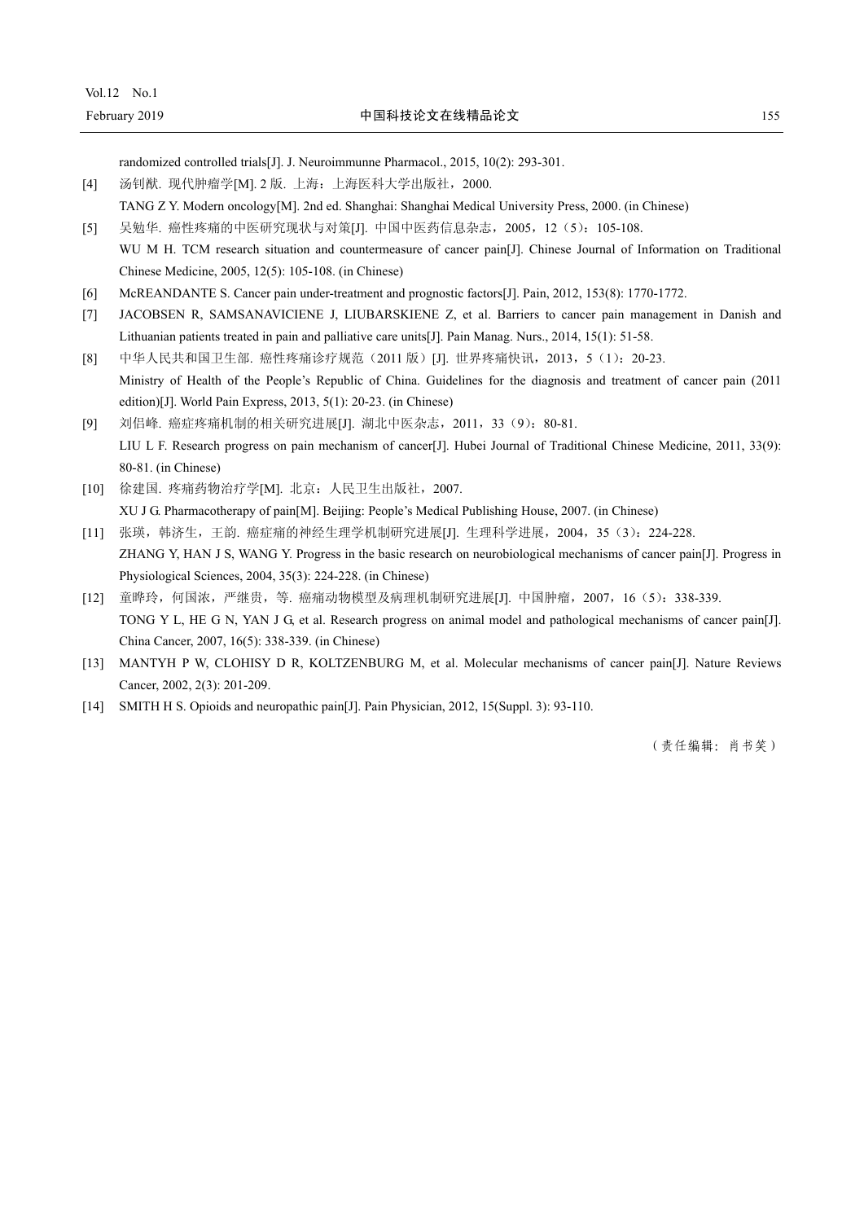randomized controlled trials[J]. J. Neuroimmunne Pharmacol., 2015, 10(2): 293-301.

[4] 汤钊猷. 现代肿瘤学[M]. 2 版. 上海：上海医科大学出版社，2000.
TANG Z Y. Modern oncology[M]. 2nd ed. Shanghai: Shanghai Medical University Press, 2000. (in Chinese)

[5] 吴勉华. 癌性疼痛的中医研究现状与对策[J]. 中国中医药信息杂志，2005，12（5）：105-108.
WU M H. TCM research situation and countermeasure of cancer pain[J]. Chinese Journal of Information on Traditional Chinese Medicine, 2005, 12(5): 105-108. (in Chinese)

[6] McREANDANTE S. Cancer pain under-treatment and prognostic factors[J]. Pain, 2012, 153(8): 1770-1772.

[7] JACOBSEN R, SAMSANAVICIENE J, LIUBARSKIENE Z, et al. Barriers to cancer pain management in Danish and Lithuanian patients treated in pain and palliative care units[J]. Pain Manag. Nurs., 2014, 15(1): 51-58.

[8] 中华人民共和国卫生部. 癌性疼痛诊疗规范（2011 版）[J]. 世界疼痛快讯，2013，5（1）：20-23.
Ministry of Health of the People's Republic of China. Guidelines for the diagnosis and treatment of cancer pain (2011 edition)[J]. World Pain Express, 2013, 5(1): 20-23. (in Chinese)

[9] 刘侣峰. 癌症疼痛机制的相关研究进展[J]. 湖北中医杂志，2011，33（9）：80-81.
LIU L F. Research progress on pain mechanism of cancer[J]. Hubei Journal of Traditional Chinese Medicine, 2011, 33(9): 80-81. (in Chinese)

[10] 徐建国. 疼痛药物治疗学[M]. 北京：人民卫生出版社，2007.
XU J G. Pharmacotherapy of pain[M]. Beijing: People's Medical Publishing House, 2007. (in Chinese)

[11] 张瑛，韩济生，王韵. 癌症痛的神经生理学机制研究进展[J]. 生理科学进展，2004，35（3）：224-228.
ZHANG Y, HAN J S, WANG Y. Progress in the basic research on neurobiological mechanisms of cancer pain[J]. Progress in Physiological Sciences, 2004, 35(3): 224-228. (in Chinese)

[12] 童晔玲，何国浓，严继贵，等. 癌痛动物模型及病理机制研究进展[J]. 中国肿瘤，2007，16（5）：338-339.
TONG Y L, HE G N, YAN J G, et al. Research progress on animal model and pathological mechanisms of cancer pain[J]. China Cancer, 2007, 16(5): 338-339. (in Chinese)

[13] MANTYH P W, CLOHISY D R, KOLTZENBURG M, et al. Molecular mechanisms of cancer pain[J]. Nature Reviews Cancer, 2002, 2(3): 201-209.

[14] SMITH H S. Opioids and neuropathic pain[J]. Pain Physician, 2012, 15(Suppl. 3): 93-110.

（责任编辑：肖书笑）